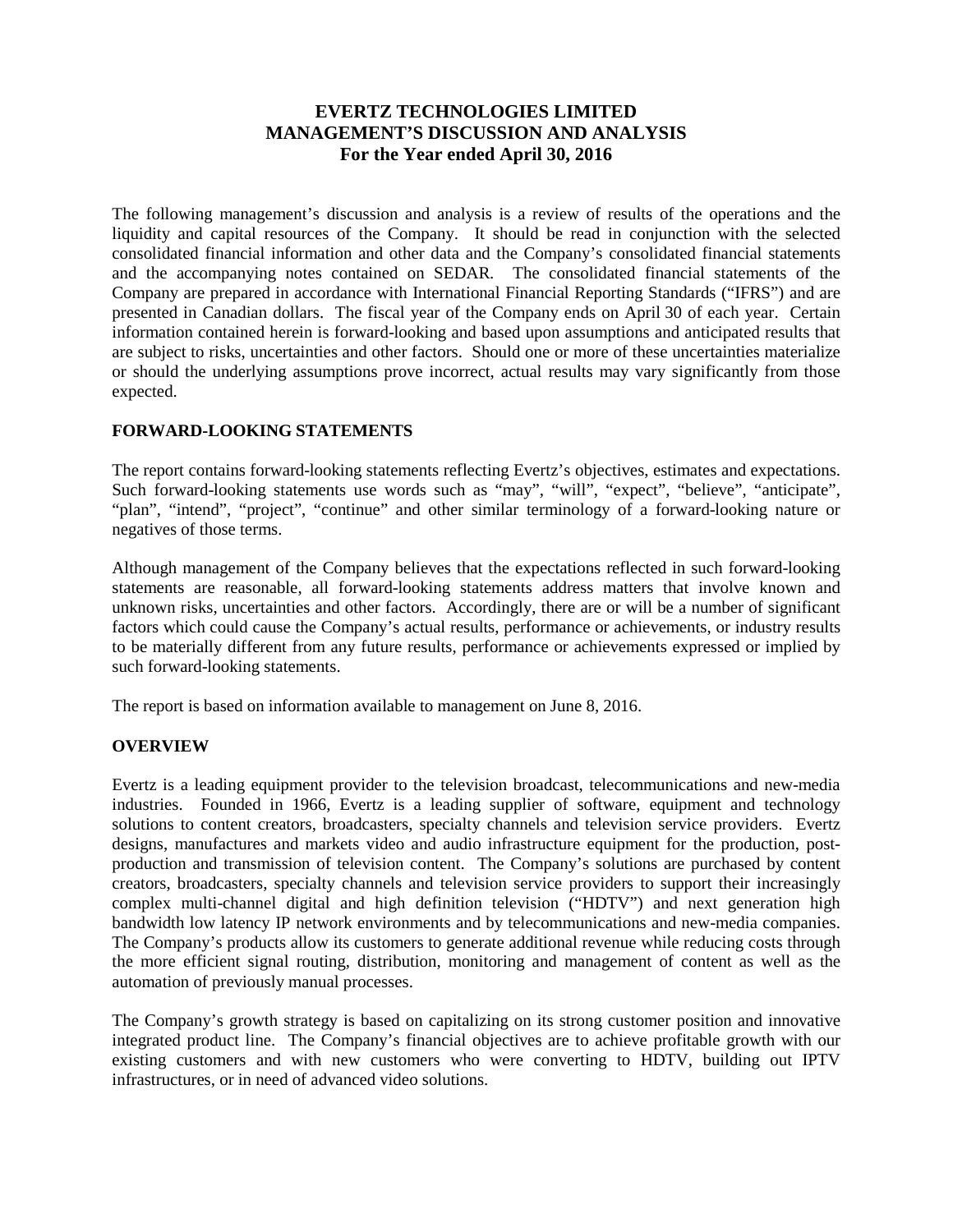# EVERTZ TECHNOLOGIES LIMITED
# MANAGEMENT'S DISCUSSION AND ANALYSIS
# For the Year ended April 30, 2016

The following management's discussion and analysis is a review of results of the operations and the liquidity and capital resources of the Company. It should be read in conjunction with the selected consolidated financial information and other data and the Company's consolidated financial statements and the accompanying notes contained on SEDAR. The consolidated financial statements of the Company are prepared in accordance with International Financial Reporting Standards ("IFRS") and are presented in Canadian dollars. The fiscal year of the Company ends on April 30 of each year. Certain information contained herein is forward-looking and based upon assumptions and anticipated results that are subject to risks, uncertainties and other factors. Should one or more of these uncertainties materialize or should the underlying assumptions prove incorrect, actual results may vary significantly from those expected.

## FORWARD-LOOKING STATEMENTS

The report contains forward-looking statements reflecting Evertz's objectives, estimates and expectations. Such forward-looking statements use words such as "may", "will", "expect", "believe", "anticipate", "plan", "intend", "project", "continue" and other similar terminology of a forward-looking nature or negatives of those terms.

Although management of the Company believes that the expectations reflected in such forward-looking statements are reasonable, all forward-looking statements address matters that involve known and unknown risks, uncertainties and other factors. Accordingly, there are or will be a number of significant factors which could cause the Company's actual results, performance or achievements, or industry results to be materially different from any future results, performance or achievements expressed or implied by such forward-looking statements.

The report is based on information available to management on June 8, 2016.

## OVERVIEW

Evertz is a leading equipment provider to the television broadcast, telecommunications and new-media industries. Founded in 1966, Evertz is a leading supplier of software, equipment and technology solutions to content creators, broadcasters, specialty channels and television service providers. Evertz designs, manufactures and markets video and audio infrastructure equipment for the production, post-production and transmission of television content. The Company's solutions are purchased by content creators, broadcasters, specialty channels and television service providers to support their increasingly complex multi-channel digital and high definition television ("HDTV") and next generation high bandwidth low latency IP network environments and by telecommunications and new-media companies. The Company's products allow its customers to generate additional revenue while reducing costs through the more efficient signal routing, distribution, monitoring and management of content as well as the automation of previously manual processes.

The Company's growth strategy is based on capitalizing on its strong customer position and innovative integrated product line. The Company's financial objectives are to achieve profitable growth with our existing customers and with new customers who were converting to HDTV, building out IPTV infrastructures, or in need of advanced video solutions.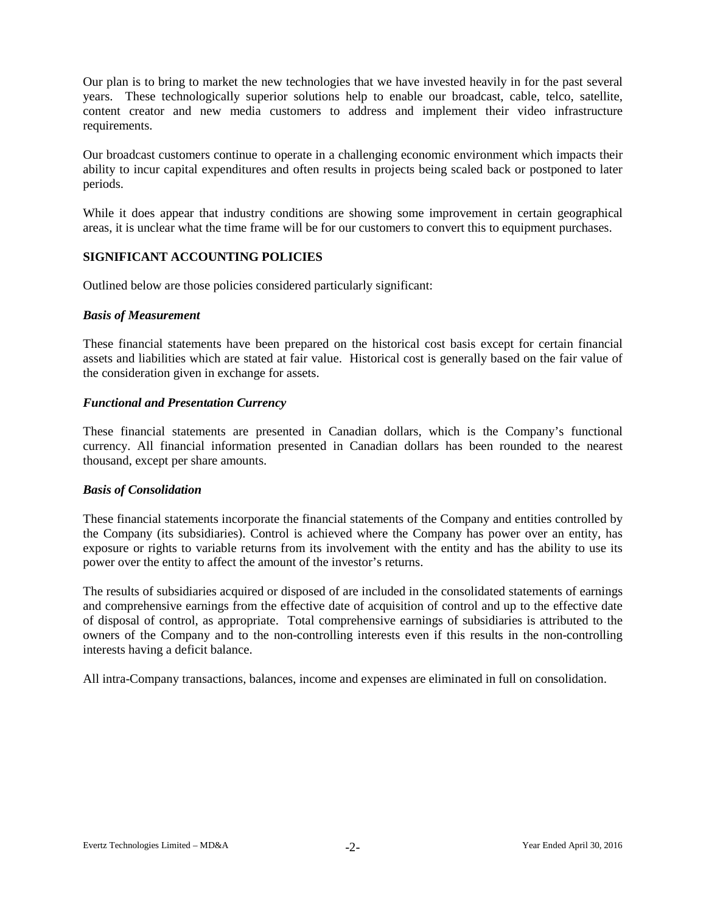Our plan is to bring to market the new technologies that we have invested heavily in for the past several years. These technologically superior solutions help to enable our broadcast, cable, telco, satellite, content creator and new media customers to address and implement their video infrastructure requirements.

Our broadcast customers continue to operate in a challenging economic environment which impacts their ability to incur capital expenditures and often results in projects being scaled back or postponed to later periods.

While it does appear that industry conditions are showing some improvement in certain geographical areas, it is unclear what the time frame will be for our customers to convert this to equipment purchases.

## SIGNIFICANT ACCOUNTING POLICIES

Outlined below are those policies considered particularly significant:

### *Basis of Measurement*

These financial statements have been prepared on the historical cost basis except for certain financial assets and liabilities which are stated at fair value. Historical cost is generally based on the fair value of the consideration given in exchange for assets.

### *Functional and Presentation Currency*

These financial statements are presented in Canadian dollars, which is the Company's functional currency. All financial information presented in Canadian dollars has been rounded to the nearest thousand, except per share amounts.

### *Basis of Consolidation*

These financial statements incorporate the financial statements of the Company and entities controlled by the Company (its subsidiaries). Control is achieved where the Company has power over an entity, has exposure or rights to variable returns from its involvement with the entity and has the ability to use its power over the entity to affect the amount of the investor's returns.

The results of subsidiaries acquired or disposed of are included in the consolidated statements of earnings and comprehensive earnings from the effective date of acquisition of control and up to the effective date of disposal of control, as appropriate. Total comprehensive earnings of subsidiaries is attributed to the owners of the Company and to the non-controlling interests even if this results in the non-controlling interests having a deficit balance.

All intra-Company transactions, balances, income and expenses are eliminated in full on consolidation.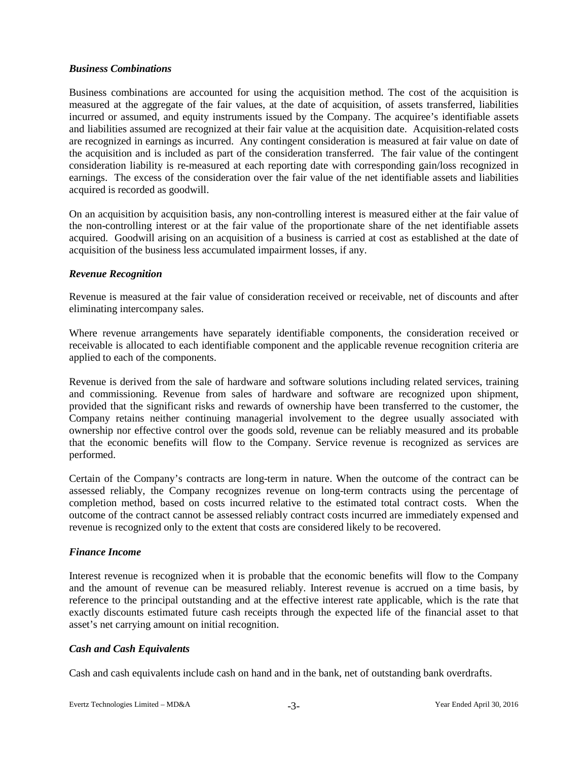### *Business Combinations*

Business combinations are accounted for using the acquisition method. The cost of the acquisition is measured at the aggregate of the fair values, at the date of acquisition, of assets transferred, liabilities incurred or assumed, and equity instruments issued by the Company. The acquiree's identifiable assets and liabilities assumed are recognized at their fair value at the acquisition date. Acquisition-related costs are recognized in earnings as incurred. Any contingent consideration is measured at fair value on date of the acquisition and is included as part of the consideration transferred. The fair value of the contingent consideration liability is re-measured at each reporting date with corresponding gain/loss recognized in earnings. The excess of the consideration over the fair value of the net identifiable assets and liabilities acquired is recorded as goodwill.

On an acquisition by acquisition basis, any non-controlling interest is measured either at the fair value of the non-controlling interest or at the fair value of the proportionate share of the net identifiable assets acquired. Goodwill arising on an acquisition of a business is carried at cost as established at the date of acquisition of the business less accumulated impairment losses, if any.

### *Revenue Recognition*

Revenue is measured at the fair value of consideration received or receivable, net of discounts and after eliminating intercompany sales.

Where revenue arrangements have separately identifiable components, the consideration received or receivable is allocated to each identifiable component and the applicable revenue recognition criteria are applied to each of the components.

Revenue is derived from the sale of hardware and software solutions including related services, training and commissioning. Revenue from sales of hardware and software are recognized upon shipment, provided that the significant risks and rewards of ownership have been transferred to the customer, the Company retains neither continuing managerial involvement to the degree usually associated with ownership nor effective control over the goods sold, revenue can be reliably measured and its probable that the economic benefits will flow to the Company. Service revenue is recognized as services are performed.

Certain of the Company's contracts are long-term in nature. When the outcome of the contract can be assessed reliably, the Company recognizes revenue on long-term contracts using the percentage of completion method, based on costs incurred relative to the estimated total contract costs. When the outcome of the contract cannot be assessed reliably contract costs incurred are immediately expensed and revenue is recognized only to the extent that costs are considered likely to be recovered.

### *Finance Income*

Interest revenue is recognized when it is probable that the economic benefits will flow to the Company and the amount of revenue can be measured reliably. Interest revenue is accrued on a time basis, by reference to the principal outstanding and at the effective interest rate applicable, which is the rate that exactly discounts estimated future cash receipts through the expected life of the financial asset to that asset's net carrying amount on initial recognition.

### *Cash and Cash Equivalents*

Cash and cash equivalents include cash on hand and in the bank, net of outstanding bank overdrafts.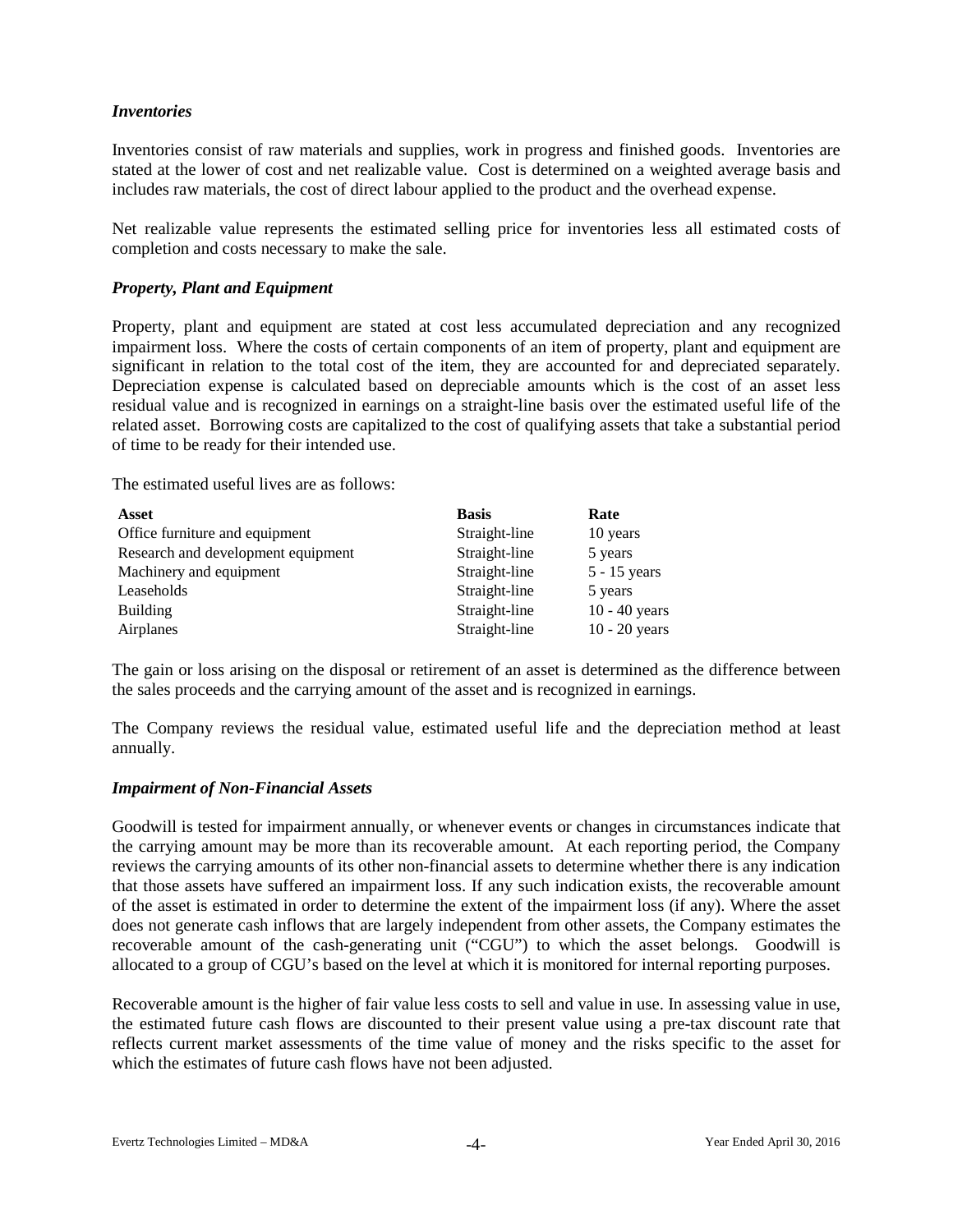### *Inventories*

Inventories consist of raw materials and supplies, work in progress and finished goods. Inventories are stated at the lower of cost and net realizable value. Cost is determined on a weighted average basis and includes raw materials, the cost of direct labour applied to the product and the overhead expense.

Net realizable value represents the estimated selling price for inventories less all estimated costs of completion and costs necessary to make the sale.

### *Property, Plant and Equipment*

Property, plant and equipment are stated at cost less accumulated depreciation and any recognized impairment loss. Where the costs of certain components of an item of property, plant and equipment are significant in relation to the total cost of the item, they are accounted for and depreciated separately. Depreciation expense is calculated based on depreciable amounts which is the cost of an asset less residual value and is recognized in earnings on a straight-line basis over the estimated useful life of the related asset. Borrowing costs are capitalized to the cost of qualifying assets that take a substantial period of time to be ready for their intended use.

The estimated useful lives are as follows:

| Asset | Basis | Rate |
|---|---|---|
| Office furniture and equipment | Straight-line | 10 years |
| Research and development equipment | Straight-line | 5 years |
| Machinery and equipment | Straight-line | 5 - 15 years |
| Leaseholds | Straight-line | 5 years |
| Building | Straight-line | 10 - 40 years |
| Airplanes | Straight-line | 10 - 20 years |

The gain or loss arising on the disposal or retirement of an asset is determined as the difference between the sales proceeds and the carrying amount of the asset and is recognized in earnings.

The Company reviews the residual value, estimated useful life and the depreciation method at least annually.

### *Impairment of Non-Financial Assets*

Goodwill is tested for impairment annually, or whenever events or changes in circumstances indicate that the carrying amount may be more than its recoverable amount. At each reporting period, the Company reviews the carrying amounts of its other non-financial assets to determine whether there is any indication that those assets have suffered an impairment loss. If any such indication exists, the recoverable amount of the asset is estimated in order to determine the extent of the impairment loss (if any). Where the asset does not generate cash inflows that are largely independent from other assets, the Company estimates the recoverable amount of the cash-generating unit ("CGU") to which the asset belongs. Goodwill is allocated to a group of CGU's based on the level at which it is monitored for internal reporting purposes.

Recoverable amount is the higher of fair value less costs to sell and value in use. In assessing value in use, the estimated future cash flows are discounted to their present value using a pre-tax discount rate that reflects current market assessments of the time value of money and the risks specific to the asset for which the estimates of future cash flows have not been adjusted.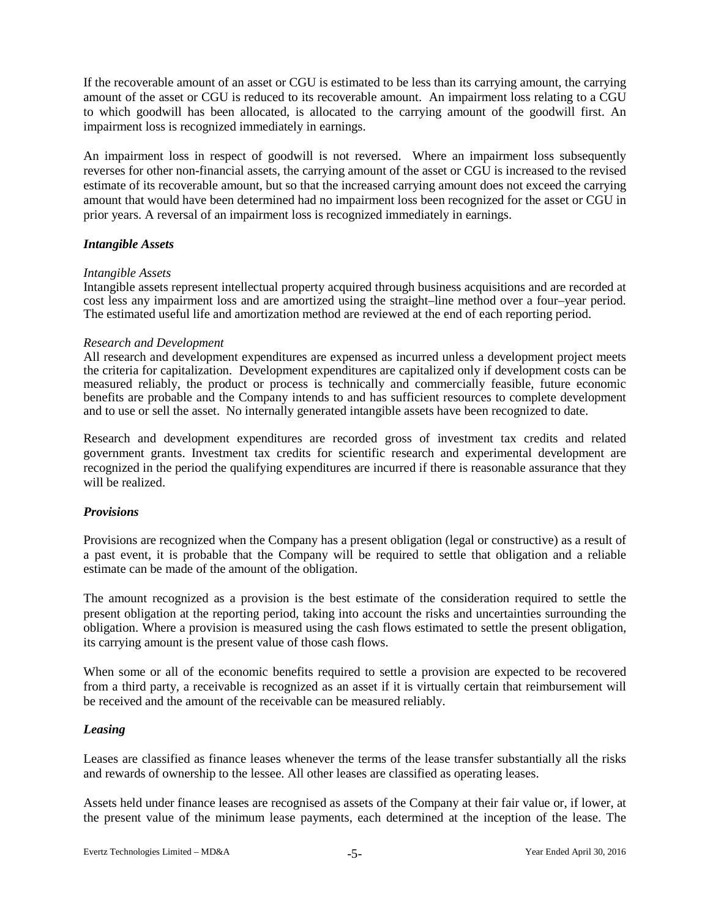If the recoverable amount of an asset or CGU is estimated to be less than its carrying amount, the carrying amount of the asset or CGU is reduced to its recoverable amount. An impairment loss relating to a CGU to which goodwill has been allocated, is allocated to the carrying amount of the goodwill first. An impairment loss is recognized immediately in earnings.

An impairment loss in respect of goodwill is not reversed. Where an impairment loss subsequently reverses for other non-financial assets, the carrying amount of the asset or CGU is increased to the revised estimate of its recoverable amount, but so that the increased carrying amount does not exceed the carrying amount that would have been determined had no impairment loss been recognized for the asset or CGU in prior years. A reversal of an impairment loss is recognized immediately in earnings.

### *Intangible Assets*

*Intangible Assets*
Intangible assets represent intellectual property acquired through business acquisitions and are recorded at cost less any impairment loss and are amortized using the straight–line method over a four–year period. The estimated useful life and amortization method are reviewed at the end of each reporting period.

*Research and Development*
All research and development expenditures are expensed as incurred unless a development project meets the criteria for capitalization. Development expenditures are capitalized only if development costs can be measured reliably, the product or process is technically and commercially feasible, future economic benefits are probable and the Company intends to and has sufficient resources to complete development and to use or sell the asset. No internally generated intangible assets have been recognized to date.

Research and development expenditures are recorded gross of investment tax credits and related government grants. Investment tax credits for scientific research and experimental development are recognized in the period the qualifying expenditures are incurred if there is reasonable assurance that they will be realized.

### *Provisions*

Provisions are recognized when the Company has a present obligation (legal or constructive) as a result of a past event, it is probable that the Company will be required to settle that obligation and a reliable estimate can be made of the amount of the obligation.

The amount recognized as a provision is the best estimate of the consideration required to settle the present obligation at the reporting period, taking into account the risks and uncertainties surrounding the obligation. Where a provision is measured using the cash flows estimated to settle the present obligation, its carrying amount is the present value of those cash flows.

When some or all of the economic benefits required to settle a provision are expected to be recovered from a third party, a receivable is recognized as an asset if it is virtually certain that reimbursement will be received and the amount of the receivable can be measured reliably.

### *Leasing*

Leases are classified as finance leases whenever the terms of the lease transfer substantially all the risks and rewards of ownership to the lessee. All other leases are classified as operating leases.

Assets held under finance leases are recognised as assets of the Company at their fair value or, if lower, at the present value of the minimum lease payments, each determined at the inception of the lease. The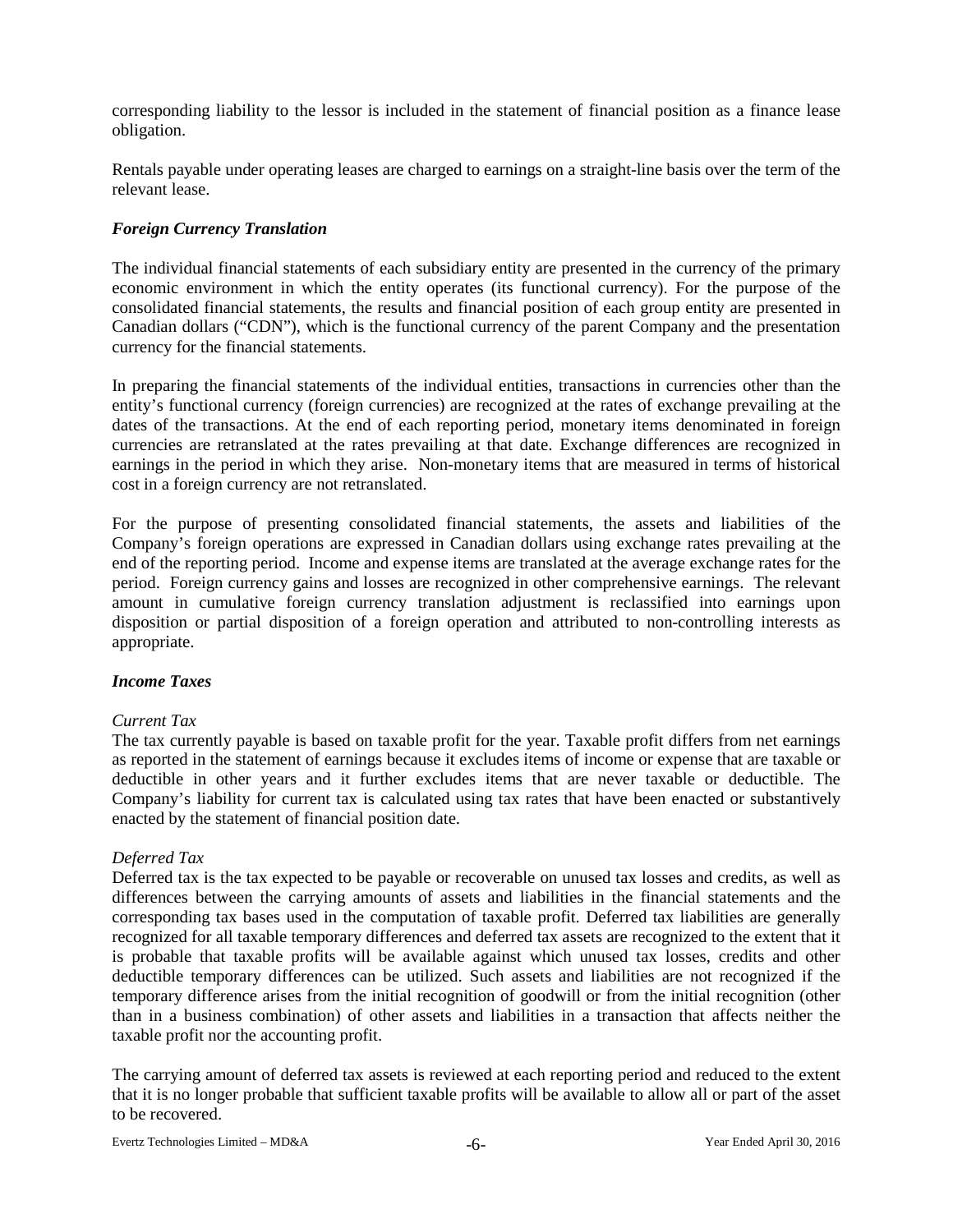corresponding liability to the lessor is included in the statement of financial position as a finance lease obligation.

Rentals payable under operating leases are charged to earnings on a straight-line basis over the term of the relevant lease.

***Foreign Currency Translation***

The individual financial statements of each subsidiary entity are presented in the currency of the primary economic environment in which the entity operates (its functional currency). For the purpose of the consolidated financial statements, the results and financial position of each group entity are presented in Canadian dollars ("CDN"), which is the functional currency of the parent Company and the presentation currency for the financial statements.

In preparing the financial statements of the individual entities, transactions in currencies other than the entity's functional currency (foreign currencies) are recognized at the rates of exchange prevailing at the dates of the transactions. At the end of each reporting period, monetary items denominated in foreign currencies are retranslated at the rates prevailing at that date. Exchange differences are recognized in earnings in the period in which they arise. Non-monetary items that are measured in terms of historical cost in a foreign currency are not retranslated.

For the purpose of presenting consolidated financial statements, the assets and liabilities of the Company's foreign operations are expressed in Canadian dollars using exchange rates prevailing at the end of the reporting period. Income and expense items are translated at the average exchange rates for the period. Foreign currency gains and losses are recognized in other comprehensive earnings. The relevant amount in cumulative foreign currency translation adjustment is reclassified into earnings upon disposition or partial disposition of a foreign operation and attributed to non-controlling interests as appropriate.

***Income Taxes***

*Current Tax*

The tax currently payable is based on taxable profit for the year. Taxable profit differs from net earnings as reported in the statement of earnings because it excludes items of income or expense that are taxable or deductible in other years and it further excludes items that are never taxable or deductible. The Company's liability for current tax is calculated using tax rates that have been enacted or substantively enacted by the statement of financial position date.

*Deferred Tax*

Deferred tax is the tax expected to be payable or recoverable on unused tax losses and credits, as well as differences between the carrying amounts of assets and liabilities in the financial statements and the corresponding tax bases used in the computation of taxable profit. Deferred tax liabilities are generally recognized for all taxable temporary differences and deferred tax assets are recognized to the extent that it is probable that taxable profits will be available against which unused tax losses, credits and other deductible temporary differences can be utilized. Such assets and liabilities are not recognized if the temporary difference arises from the initial recognition of goodwill or from the initial recognition (other than in a business combination) of other assets and liabilities in a transaction that affects neither the taxable profit nor the accounting profit.

The carrying amount of deferred tax assets is reviewed at each reporting period and reduced to the extent that it is no longer probable that sufficient taxable profits will be available to allow all or part of the asset to be recovered.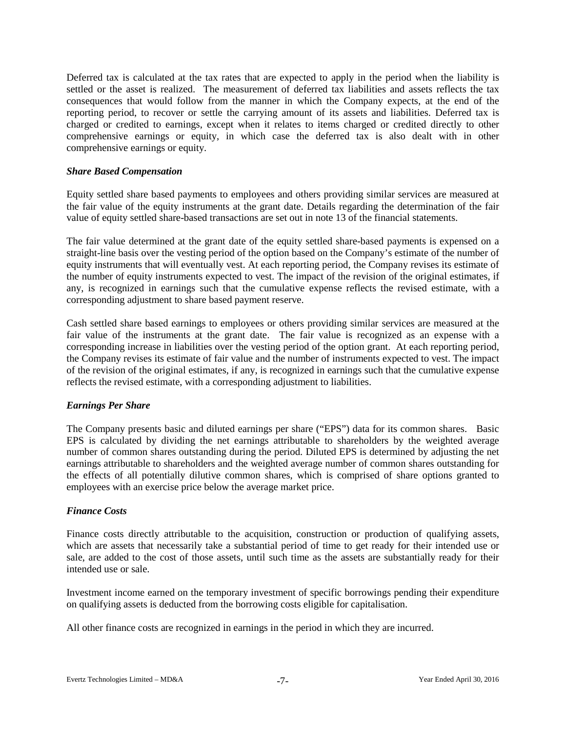Deferred tax is calculated at the tax rates that are expected to apply in the period when the liability is settled or the asset is realized. The measurement of deferred tax liabilities and assets reflects the tax consequences that would follow from the manner in which the Company expects, at the end of the reporting period, to recover or settle the carrying amount of its assets and liabilities. Deferred tax is charged or credited to earnings, except when it relates to items charged or credited directly to other comprehensive earnings or equity, in which case the deferred tax is also dealt with in other comprehensive earnings or equity.

***Share Based Compensation***

Equity settled share based payments to employees and others providing similar services are measured at the fair value of the equity instruments at the grant date. Details regarding the determination of the fair value of equity settled share-based transactions are set out in note 13 of the financial statements.

The fair value determined at the grant date of the equity settled share-based payments is expensed on a straight-line basis over the vesting period of the option based on the Company's estimate of the number of equity instruments that will eventually vest. At each reporting period, the Company revises its estimate of the number of equity instruments expected to vest. The impact of the revision of the original estimates, if any, is recognized in earnings such that the cumulative expense reflects the revised estimate, with a corresponding adjustment to share based payment reserve.

Cash settled share based earnings to employees or others providing similar services are measured at the fair value of the instruments at the grant date. The fair value is recognized as an expense with a corresponding increase in liabilities over the vesting period of the option grant. At each reporting period, the Company revises its estimate of fair value and the number of instruments expected to vest. The impact of the revision of the original estimates, if any, is recognized in earnings such that the cumulative expense reflects the revised estimate, with a corresponding adjustment to liabilities.

***Earnings Per Share***

The Company presents basic and diluted earnings per share ("EPS") data for its common shares. Basic EPS is calculated by dividing the net earnings attributable to shareholders by the weighted average number of common shares outstanding during the period. Diluted EPS is determined by adjusting the net earnings attributable to shareholders and the weighted average number of common shares outstanding for the effects of all potentially dilutive common shares, which is comprised of share options granted to employees with an exercise price below the average market price.

***Finance Costs***

Finance costs directly attributable to the acquisition, construction or production of qualifying assets, which are assets that necessarily take a substantial period of time to get ready for their intended use or sale, are added to the cost of those assets, until such time as the assets are substantially ready for their intended use or sale.

Investment income earned on the temporary investment of specific borrowings pending their expenditure on qualifying assets is deducted from the borrowing costs eligible for capitalisation.

All other finance costs are recognized in earnings in the period in which they are incurred.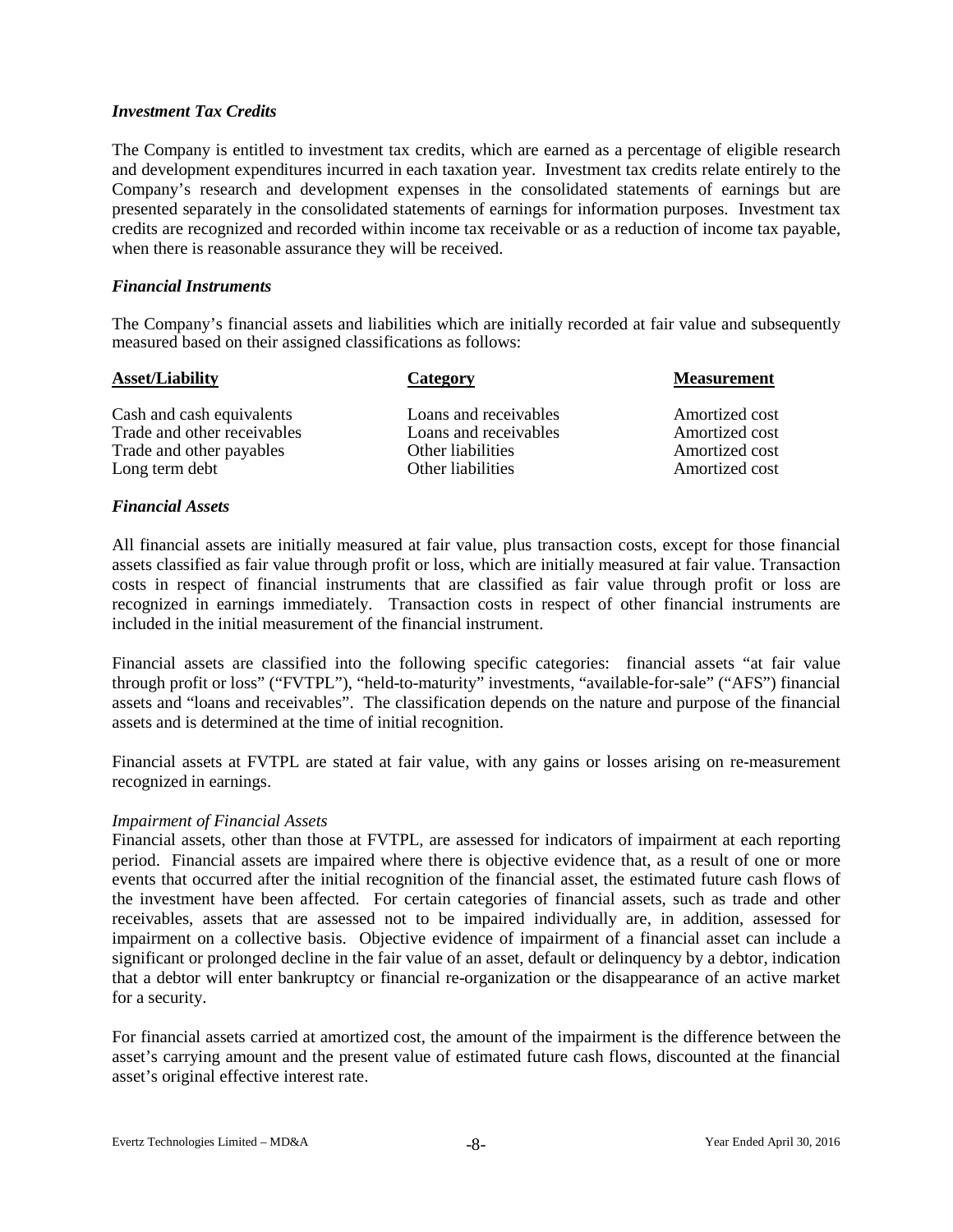### *Investment Tax Credits*

The Company is entitled to investment tax credits, which are earned as a percentage of eligible research and development expenditures incurred in each taxation year. Investment tax credits relate entirely to the Company's research and development expenses in the consolidated statements of earnings but are presented separately in the consolidated statements of earnings for information purposes. Investment tax credits are recognized and recorded within income tax receivable or as a reduction of income tax payable, when there is reasonable assurance they will be received.

### *Financial Instruments*

The Company's financial assets and liabilities which are initially recorded at fair value and subsequently measured based on their assigned classifications as follows:

| Asset/Liability | Category | Measurement |
|---|---|---|
| Cash and cash equivalents | Loans and receivables | Amortized cost |
| Trade and other receivables | Loans and receivables | Amortized cost |
| Trade and other payables | Other liabilities | Amortized cost |
| Long term debt | Other liabilities | Amortized cost |

### *Financial Assets*

All financial assets are initially measured at fair value, plus transaction costs, except for those financial assets classified as fair value through profit or loss, which are initially measured at fair value. Transaction costs in respect of financial instruments that are classified as fair value through profit or loss are recognized in earnings immediately. Transaction costs in respect of other financial instruments are included in the initial measurement of the financial instrument.

Financial assets are classified into the following specific categories: financial assets "at fair value through profit or loss" ("FVTPL"), "held-to-maturity" investments, "available-for-sale" ("AFS") financial assets and "loans and receivables". The classification depends on the nature and purpose of the financial assets and is determined at the time of initial recognition.

Financial assets at FVTPL are stated at fair value, with any gains or losses arising on re-measurement recognized in earnings.

*Impairment of Financial Assets*

Financial assets, other than those at FVTPL, are assessed for indicators of impairment at each reporting period. Financial assets are impaired where there is objective evidence that, as a result of one or more events that occurred after the initial recognition of the financial asset, the estimated future cash flows of the investment have been affected. For certain categories of financial assets, such as trade and other receivables, assets that are assessed not to be impaired individually are, in addition, assessed for impairment on a collective basis. Objective evidence of impairment of a financial asset can include a significant or prolonged decline in the fair value of an asset, default or delinquency by a debtor, indication that a debtor will enter bankruptcy or financial re-organization or the disappearance of an active market for a security.

For financial assets carried at amortized cost, the amount of the impairment is the difference between the asset's carrying amount and the present value of estimated future cash flows, discounted at the financial asset's original effective interest rate.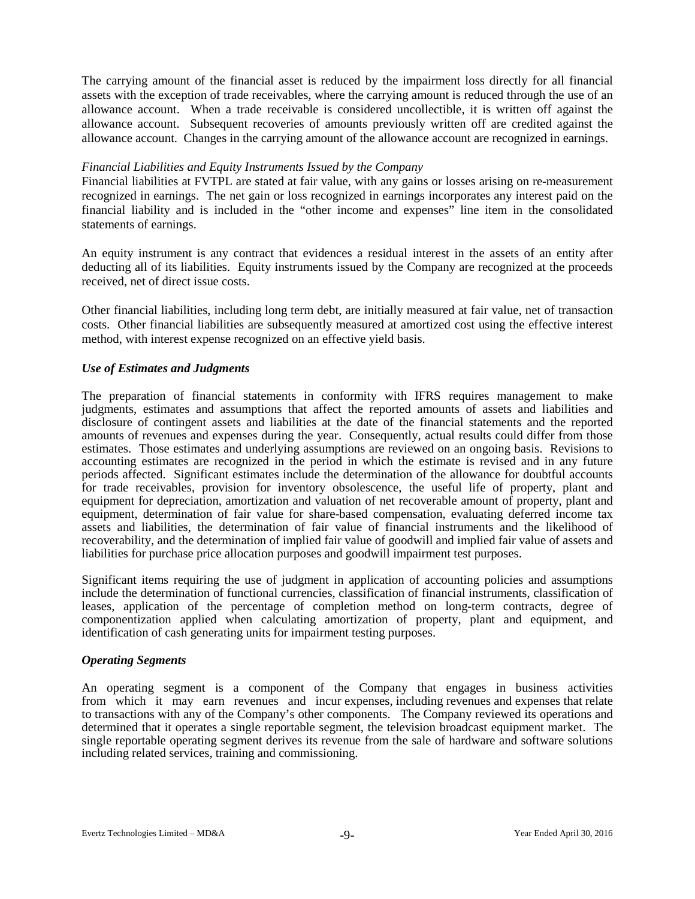The carrying amount of the financial asset is reduced by the impairment loss directly for all financial assets with the exception of trade receivables, where the carrying amount is reduced through the use of an allowance account. When a trade receivable is considered uncollectible, it is written off against the allowance account. Subsequent recoveries of amounts previously written off are credited against the allowance account. Changes in the carrying amount of the allowance account are recognized in earnings.

*Financial Liabilities and Equity Instruments Issued by the Company*

Financial liabilities at FVTPL are stated at fair value, with any gains or losses arising on re-measurement recognized in earnings. The net gain or loss recognized in earnings incorporates any interest paid on the financial liability and is included in the "other income and expenses" line item in the consolidated statements of earnings.

An equity instrument is any contract that evidences a residual interest in the assets of an entity after deducting all of its liabilities. Equity instruments issued by the Company are recognized at the proceeds received, net of direct issue costs.

Other financial liabilities, including long term debt, are initially measured at fair value, net of transaction costs. Other financial liabilities are subsequently measured at amortized cost using the effective interest method, with interest expense recognized on an effective yield basis.

***Use of Estimates and Judgments***

The preparation of financial statements in conformity with IFRS requires management to make judgments, estimates and assumptions that affect the reported amounts of assets and liabilities and disclosure of contingent assets and liabilities at the date of the financial statements and the reported amounts of revenues and expenses during the year. Consequently, actual results could differ from those estimates. Those estimates and underlying assumptions are reviewed on an ongoing basis. Revisions to accounting estimates are recognized in the period in which the estimate is revised and in any future periods affected. Significant estimates include the determination of the allowance for doubtful accounts for trade receivables, provision for inventory obsolescence, the useful life of property, plant and equipment for depreciation, amortization and valuation of net recoverable amount of property, plant and equipment, determination of fair value for share-based compensation, evaluating deferred income tax assets and liabilities, the determination of fair value of financial instruments and the likelihood of recoverability, and the determination of implied fair value of goodwill and implied fair value of assets and liabilities for purchase price allocation purposes and goodwill impairment test purposes.

Significant items requiring the use of judgment in application of accounting policies and assumptions include the determination of functional currencies, classification of financial instruments, classification of leases, application of the percentage of completion method on long-term contracts, degree of componentization applied when calculating amortization of property, plant and equipment, and identification of cash generating units for impairment testing purposes.

***Operating Segments***

An operating segment is a component of the Company that engages in business activities from which it may earn revenues and incur expenses, including revenues and expenses that relate to transactions with any of the Company's other components. The Company reviewed its operations and determined that it operates a single reportable segment, the television broadcast equipment market. The single reportable operating segment derives its revenue from the sale of hardware and software solutions including related services, training and commissioning.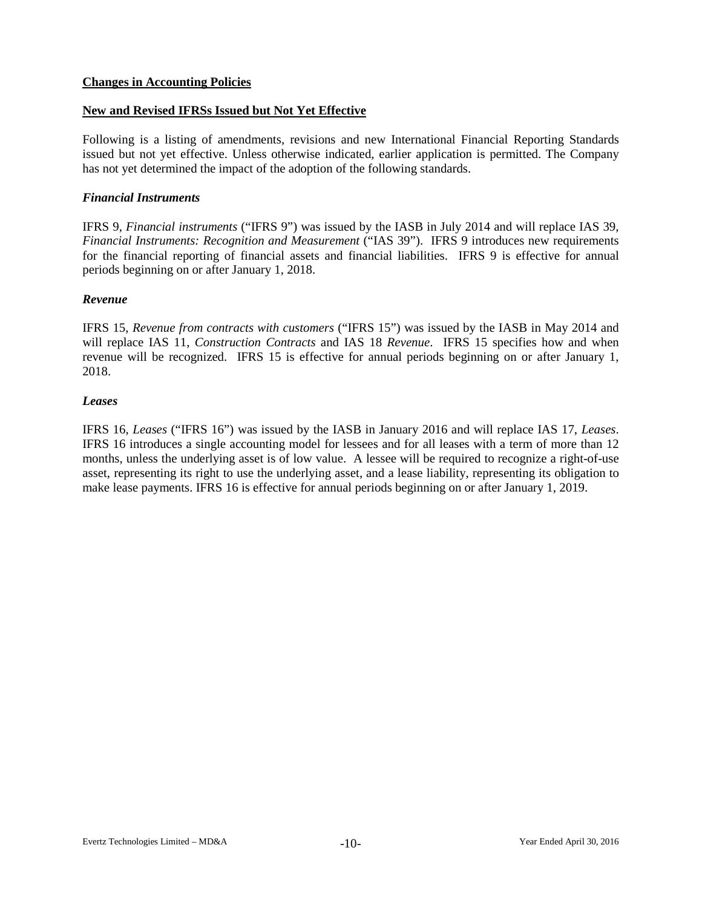## Changes in Accounting Policies

## New and Revised IFRSs Issued but Not Yet Effective

Following is a listing of amendments, revisions and new International Financial Reporting Standards issued but not yet effective. Unless otherwise indicated, earlier application is permitted. The Company has not yet determined the impact of the adoption of the following standards.

### *Financial Instruments*

IFRS 9, *Financial instruments* ("IFRS 9") was issued by the IASB in July 2014 and will replace IAS 39, *Financial Instruments: Recognition and Measurement* ("IAS 39"). IFRS 9 introduces new requirements for the financial reporting of financial assets and financial liabilities. IFRS 9 is effective for annual periods beginning on or after January 1, 2018.

### *Revenue*

IFRS 15, *Revenue from contracts with customers* ("IFRS 15") was issued by the IASB in May 2014 and will replace IAS 11, *Construction Contracts* and IAS 18 *Revenue*. IFRS 15 specifies how and when revenue will be recognized. IFRS 15 is effective for annual periods beginning on or after January 1, 2018.

### *Leases*

IFRS 16, *Leases* ("IFRS 16") was issued by the IASB in January 2016 and will replace IAS 17, *Leases*. IFRS 16 introduces a single accounting model for lessees and for all leases with a term of more than 12 months, unless the underlying asset is of low value. A lessee will be required to recognize a right-of-use asset, representing its right to use the underlying asset, and a lease liability, representing its obligation to make lease payments. IFRS 16 is effective for annual periods beginning on or after January 1, 2019.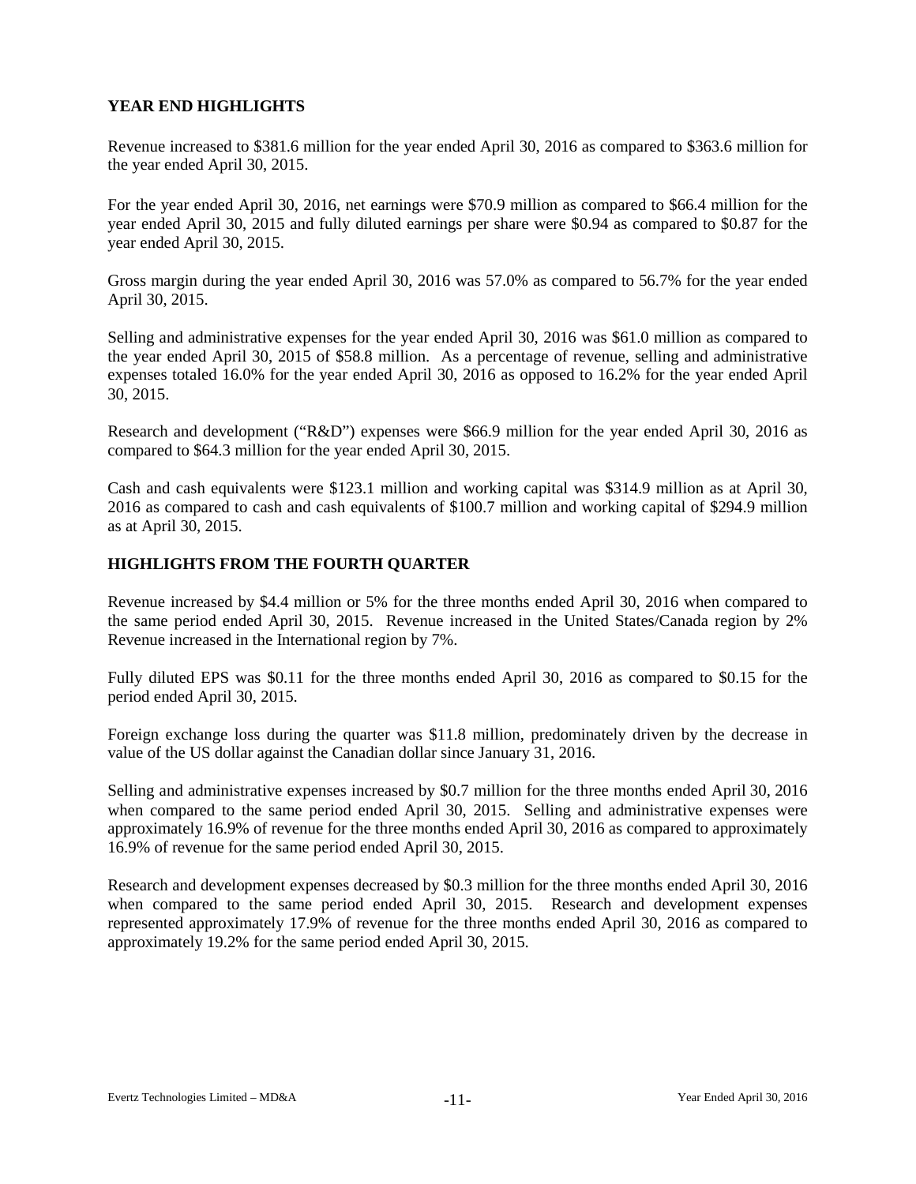## YEAR END HIGHLIGHTS

Revenue increased to $381.6 million for the year ended April 30, 2016 as compared to $363.6 million for the year ended April 30, 2015.

For the year ended April 30, 2016, net earnings were $70.9 million as compared to $66.4 million for the year ended April 30, 2015 and fully diluted earnings per share were $0.94 as compared to $0.87 for the year ended April 30, 2015.

Gross margin during the year ended April 30, 2016 was 57.0% as compared to 56.7% for the year ended April 30, 2015.

Selling and administrative expenses for the year ended April 30, 2016 was $61.0 million as compared to the year ended April 30, 2015 of $58.8 million. As a percentage of revenue, selling and administrative expenses totaled 16.0% for the year ended April 30, 2016 as opposed to 16.2% for the year ended April 30, 2015.

Research and development ("R&D") expenses were $66.9 million for the year ended April 30, 2016 as compared to $64.3 million for the year ended April 30, 2015.

Cash and cash equivalents were $123.1 million and working capital was $314.9 million as at April 30, 2016 as compared to cash and cash equivalents of $100.7 million and working capital of $294.9 million as at April 30, 2015.

## HIGHLIGHTS FROM THE FOURTH QUARTER

Revenue increased by $4.4 million or 5% for the three months ended April 30, 2016 when compared to the same period ended April 30, 2015. Revenue increased in the United States/Canada region by 2% Revenue increased in the International region by 7%.

Fully diluted EPS was $0.11 for the three months ended April 30, 2016 as compared to $0.15 for the period ended April 30, 2015.

Foreign exchange loss during the quarter was $11.8 million, predominately driven by the decrease in value of the US dollar against the Canadian dollar since January 31, 2016.

Selling and administrative expenses increased by $0.7 million for the three months ended April 30, 2016 when compared to the same period ended April 30, 2015. Selling and administrative expenses were approximately 16.9% of revenue for the three months ended April 30, 2016 as compared to approximately 16.9% of revenue for the same period ended April 30, 2015.

Research and development expenses decreased by $0.3 million for the three months ended April 30, 2016 when compared to the same period ended April 30, 2015. Research and development expenses represented approximately 17.9% of revenue for the three months ended April 30, 2016 as compared to approximately 19.2% for the same period ended April 30, 2015.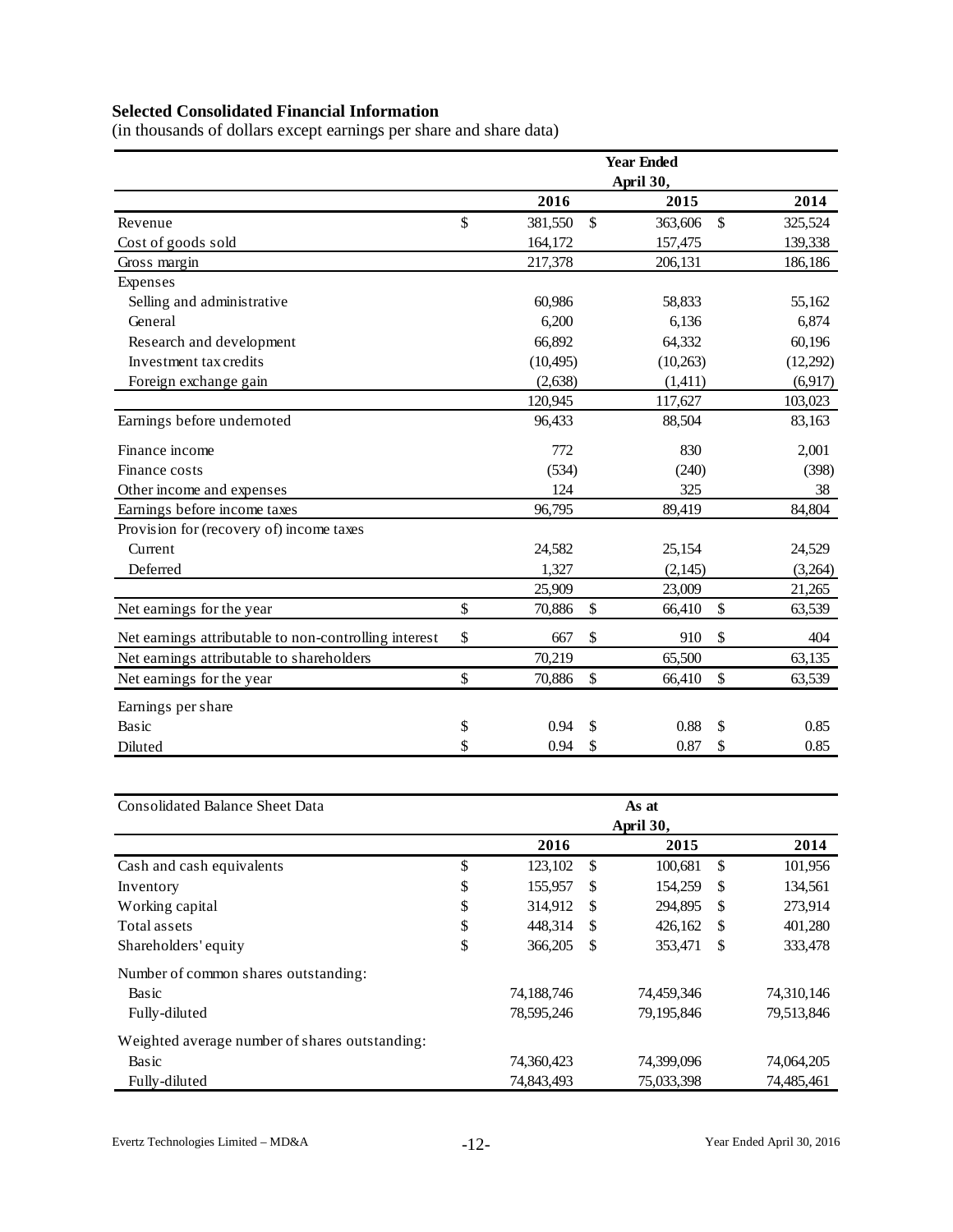**Selected Consolidated Financial Information**
(in thousands of dollars except earnings per share and share data)

| | Year Ended April 30, | | |
|---|---|---|---|
| | 2016 | 2015 | 2014 |
| Revenue | $ 381,550 | $ 363,606 | $ 325,524 |
| Cost of goods sold | 164,172 | 157,475 | 139,338 |
| Gross margin | 217,378 | 206,131 | 186,186 |
| Expenses | | | |
| Selling and administrative | 60,986 | 58,833 | 55,162 |
| General | 6,200 | 6,136 | 6,874 |
| Research and development | 66,892 | 64,332 | 60,196 |
| Investment tax credits | (10,495) | (10,263) | (12,292) |
| Foreign exchange gain | (2,638) | (1,411) | (6,917) |
| | 120,945 | 117,627 | 103,023 |
| Earnings before undernoted | 96,433 | 88,504 | 83,163 |
| Finance income | 772 | 830 | 2,001 |
| Finance costs | (534) | (240) | (398) |
| Other income and expenses | 124 | 325 | 38 |
| Earnings before income taxes | 96,795 | 89,419 | 84,804 |
| Provision for (recovery of) income taxes | | | |
| Current | 24,582 | 25,154 | 24,529 |
| Deferred | 1,327 | (2,145) | (3,264) |
| | 25,909 | 23,009 | 21,265 |
| Net earnings for the year | $ 70,886 | $ 66,410 | $ 63,539 |
| Net earnings attributable to non-controlling interest | $ 667 | $ 910 | $ 404 |
| Net earnings attributable to shareholders | 70,219 | 65,500 | 63,135 |
| Net earnings for the year | $ 70,886 | $ 66,410 | $ 63,539 |
| Earnings per share | | | |
| Basic | $ 0.94 | $ 0.88 | $ 0.85 |
| Diluted | $ 0.94 | $ 0.87 | $ 0.85 |

| Consolidated Balance Sheet Data | As at April 30, | | |
|---|---|---|---|
| | 2016 | 2015 | 2014 |
| Cash and cash equivalents | $ 123,102 | $ 100,681 | $ 101,956 |
| Inventory | $ 155,957 | $ 154,259 | $ 134,561 |
| Working capital | $ 314,912 | $ 294,895 | $ 273,914 |
| Total assets | $ 448,314 | $ 426,162 | $ 401,280 |
| Shareholders' equity | $ 366,205 | $ 353,471 | $ 333,478 |
| Number of common shares outstanding: | | | |
| Basic | 74,188,746 | 74,459,346 | 74,310,146 |
| Fully-diluted | 78,595,246 | 79,195,846 | 79,513,846 |
| Weighted average number of shares outstanding: | | | |
| Basic | 74,360,423 | 74,399,096 | 74,064,205 |
| Fully-diluted | 74,843,493 | 75,033,398 | 74,485,461 |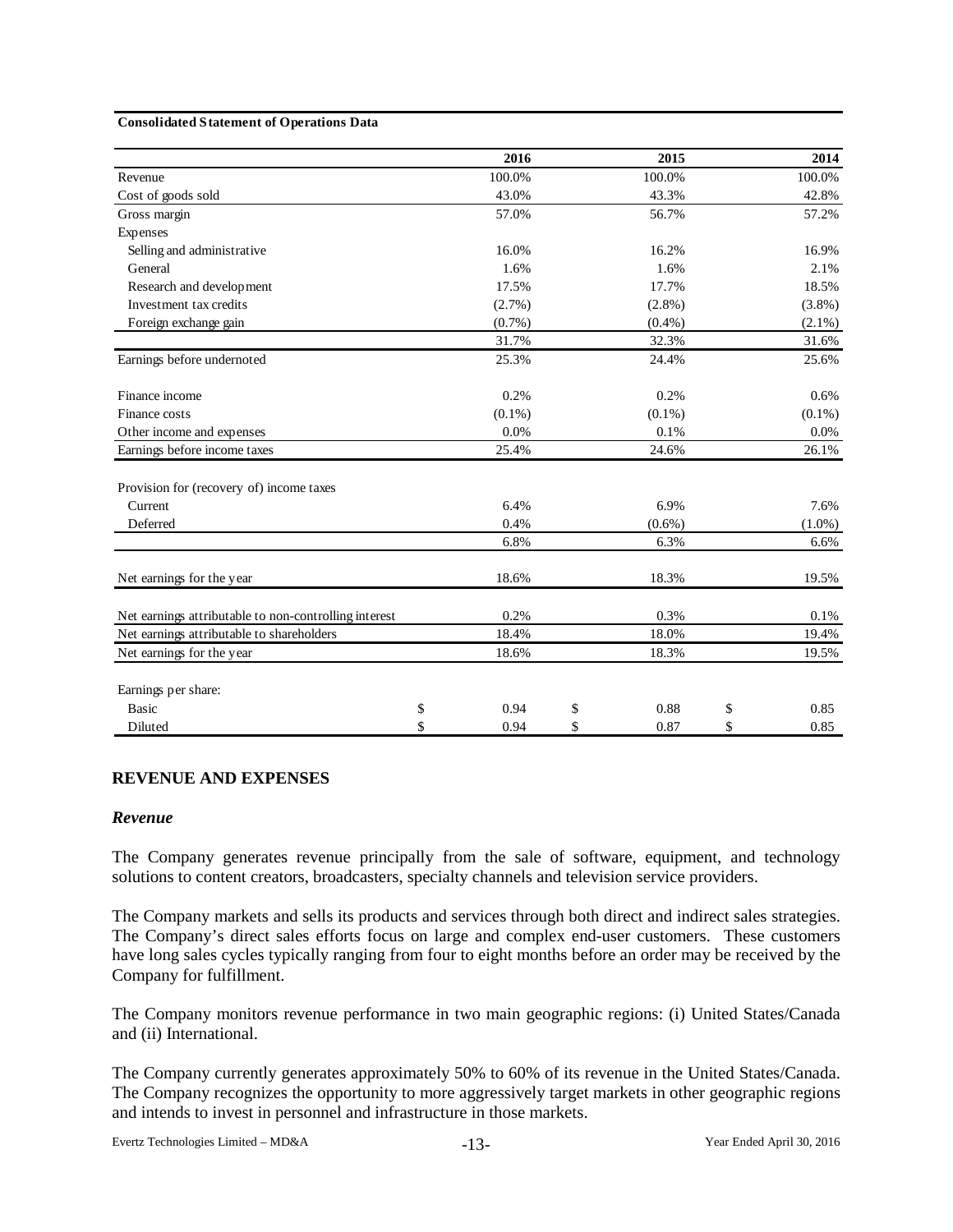**Consolidated Statement of Operations Data**

| | 2016 | 2015 | 2014 |
|---|---|---|---|
| Revenue | 100.0% | 100.0% | 100.0% |
| Cost of goods sold | 43.0% | 43.3% | 42.8% |
| Gross margin | 57.0% | 56.7% | 57.2% |
| Expenses | | | |
| Selling and administrative | 16.0% | 16.2% | 16.9% |
| General | 1.6% | 1.6% | 2.1% |
| Research and development | 17.5% | 17.7% | 18.5% |
| Investment tax credits | (2.7%) | (2.8%) | (3.8%) |
| Foreign exchange gain | (0.7%) | (0.4%) | (2.1%) |
| | 31.7% | 32.3% | 31.6% |
| Earnings before undernoted | 25.3% | 24.4% | 25.6% |
| | | | |
| Finance income | 0.2% | 0.2% | 0.6% |
| Finance costs | (0.1%) | (0.1%) | (0.1%) |
| Other income and expenses | 0.0% | 0.1% | 0.0% |
| Earnings before income taxes | 25.4% | 24.6% | 26.1% |
| | | | |
| Provision for (recovery of) income taxes | | | |
| Current | 6.4% | 6.9% | 7.6% |
| Deferred | 0.4% | (0.6%) | (1.0%) |
| | 6.8% | 6.3% | 6.6% |
| | | | |
| Net earnings for the year | 18.6% | 18.3% | 19.5% |
| | | | |
| Net earnings attributable to non-controlling interest | 0.2% | 0.3% | 0.1% |
| Net earnings attributable to shareholders | 18.4% | 18.0% | 19.4% |
| Net earnings for the year | 18.6% | 18.3% | 19.5% |
| | | | |
| Earnings per share: | | | |
| Basic | $ 0.94 | $ 0.88 | $ 0.85 |
| Diluted | $ 0.94 | $ 0.87 | $ 0.85 |

## REVENUE AND EXPENSES

### *Revenue*

The Company generates revenue principally from the sale of software, equipment, and technology solutions to content creators, broadcasters, specialty channels and television service providers.

The Company markets and sells its products and services through both direct and indirect sales strategies. The Company's direct sales efforts focus on large and complex end-user customers. These customers have long sales cycles typically ranging from four to eight months before an order may be received by the Company for fulfillment.

The Company monitors revenue performance in two main geographic regions: (i) United States/Canada and (ii) International.

The Company currently generates approximately 50% to 60% of its revenue in the United States/Canada. The Company recognizes the opportunity to more aggressively target markets in other geographic regions and intends to invest in personnel and infrastructure in those markets.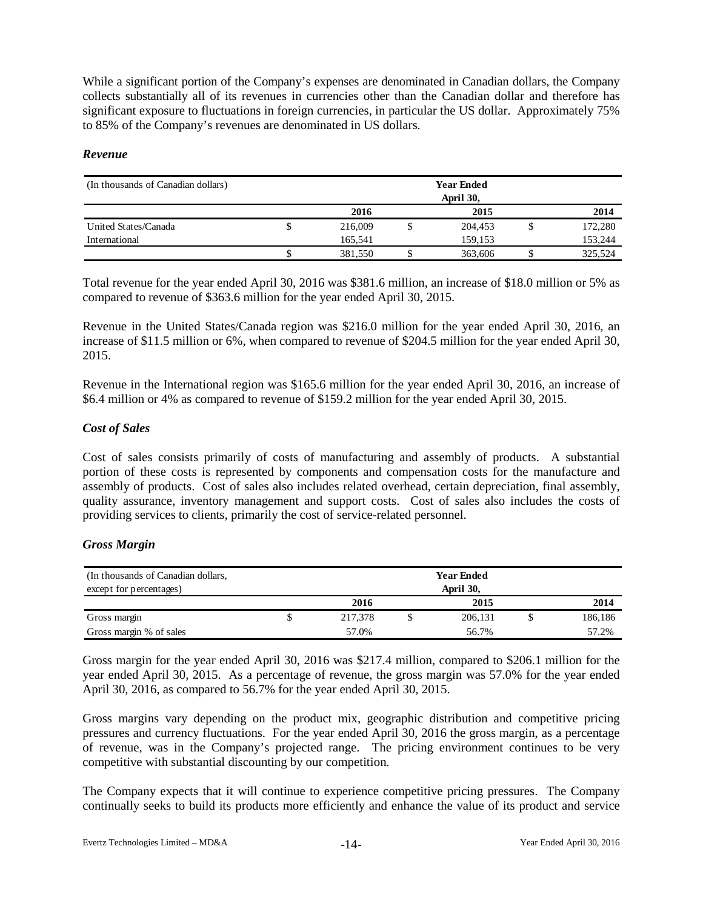While a significant portion of the Company's expenses are denominated in Canadian dollars, the Company collects substantially all of its revenues in currencies other than the Canadian dollar and therefore has significant exposure to fluctuations in foreign currencies, in particular the US dollar. Approximately 75% to 85% of the Company's revenues are denominated in US dollars.

### *Revenue*

| (In thousands of Canadian dollars) | Year Ended April 30, | | |
|---|---|---|---|
| | 2016 | 2015 | 2014 |
| United States/Canada | $ 216,009 | $ 204,453 | $ 172,280 |
| International | 165,541 | 159,153 | 153,244 |
| | $ 381,550 | $ 363,606 | $ 325,524 |

Total revenue for the year ended April 30, 2016 was $381.6 million, an increase of $18.0 million or 5% as compared to revenue of $363.6 million for the year ended April 30, 2015.

Revenue in the United States/Canada region was $216.0 million for the year ended April 30, 2016, an increase of $11.5 million or 6%, when compared to revenue of $204.5 million for the year ended April 30, 2015.

Revenue in the International region was $165.6 million for the year ended April 30, 2016, an increase of $6.4 million or 4% as compared to revenue of $159.2 million for the year ended April 30, 2015.

### *Cost of Sales*

Cost of sales consists primarily of costs of manufacturing and assembly of products. A substantial portion of these costs is represented by components and compensation costs for the manufacture and assembly of products. Cost of sales also includes related overhead, certain depreciation, final assembly, quality assurance, inventory management and support costs. Cost of sales also includes the costs of providing services to clients, primarily the cost of service-related personnel.

### *Gross Margin*

| (In thousands of Canadian dollars, except for percentages) | Year Ended April 30, | | |
|---|---|---|---|
| | 2016 | 2015 | 2014 |
| Gross margin | $ 217,378 | $ 206,131 | $ 186,186 |
| Gross margin % of sales | 57.0% | 56.7% | 57.2% |

Gross margin for the year ended April 30, 2016 was $217.4 million, compared to $206.1 million for the year ended April 30, 2015. As a percentage of revenue, the gross margin was 57.0% for the year ended April 30, 2016, as compared to 56.7% for the year ended April 30, 2015.

Gross margins vary depending on the product mix, geographic distribution and competitive pricing pressures and currency fluctuations. For the year ended April 30, 2016 the gross margin, as a percentage of revenue, was in the Company's projected range. The pricing environment continues to be very competitive with substantial discounting by our competition.

The Company expects that it will continue to experience competitive pricing pressures. The Company continually seeks to build its products more efficiently and enhance the value of its product and service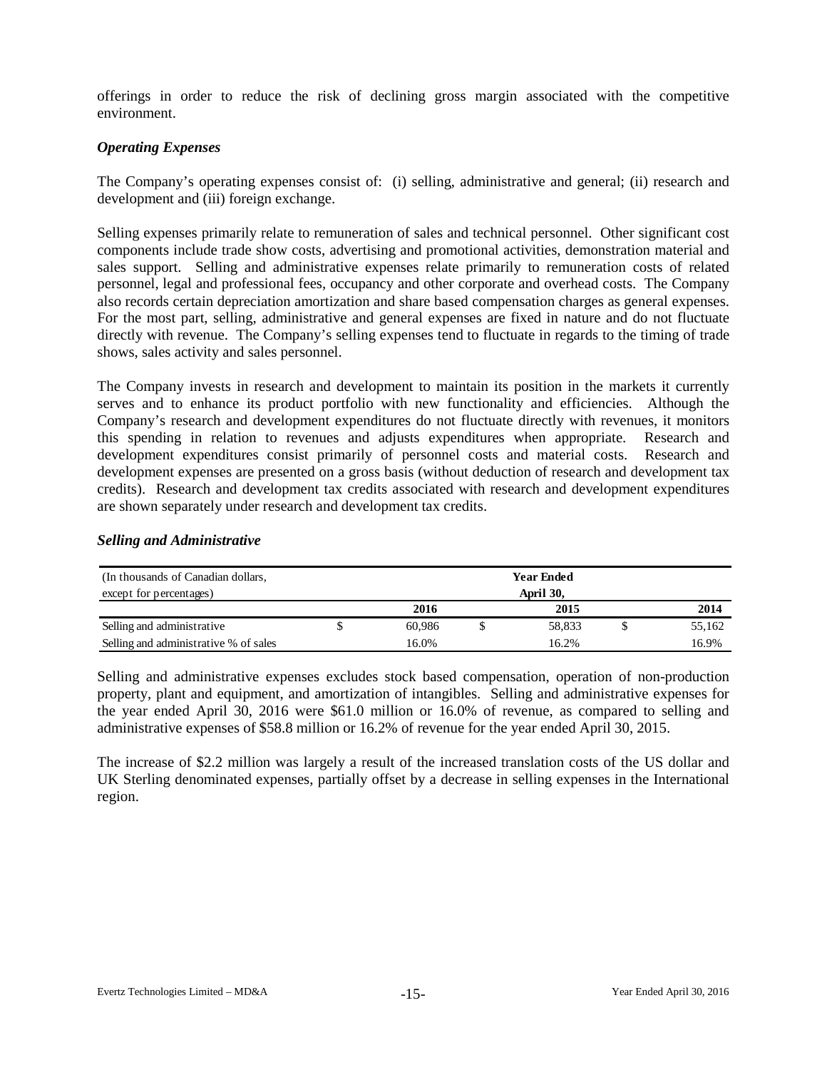offerings in order to reduce the risk of declining gross margin associated with the competitive environment.

### *Operating Expenses*

The Company's operating expenses consist of: (i) selling, administrative and general; (ii) research and development and (iii) foreign exchange.

Selling expenses primarily relate to remuneration of sales and technical personnel. Other significant cost components include trade show costs, advertising and promotional activities, demonstration material and sales support. Selling and administrative expenses relate primarily to remuneration costs of related personnel, legal and professional fees, occupancy and other corporate and overhead costs. The Company also records certain depreciation amortization and share based compensation charges as general expenses. For the most part, selling, administrative and general expenses are fixed in nature and do not fluctuate directly with revenue. The Company's selling expenses tend to fluctuate in regards to the timing of trade shows, sales activity and sales personnel.

The Company invests in research and development to maintain its position in the markets it currently serves and to enhance its product portfolio with new functionality and efficiencies. Although the Company's research and development expenditures do not fluctuate directly with revenues, it monitors this spending in relation to revenues and adjusts expenditures when appropriate. Research and development expenditures consist primarily of personnel costs and material costs. Research and development expenses are presented on a gross basis (without deduction of research and development tax credits). Research and development tax credits associated with research and development expenditures are shown separately under research and development tax credits.

### *Selling and Administrative*

| (In thousands of Canadian dollars, except for percentages) | Year Ended April 30, | | |
|---|---|---|---|
| | 2016 | 2015 | 2014 |
| Selling and administrative | $ 60,986 | $ 58,833 | $ 55,162 |
| Selling and administrative % of sales | 16.0% | 16.2% | 16.9% |

Selling and administrative expenses excludes stock based compensation, operation of non-production property, plant and equipment, and amortization of intangibles. Selling and administrative expenses for the year ended April 30, 2016 were $61.0 million or 16.0% of revenue, as compared to selling and administrative expenses of $58.8 million or 16.2% of revenue for the year ended April 30, 2015.

The increase of $2.2 million was largely a result of the increased translation costs of the US dollar and UK Sterling denominated expenses, partially offset by a decrease in selling expenses in the International region.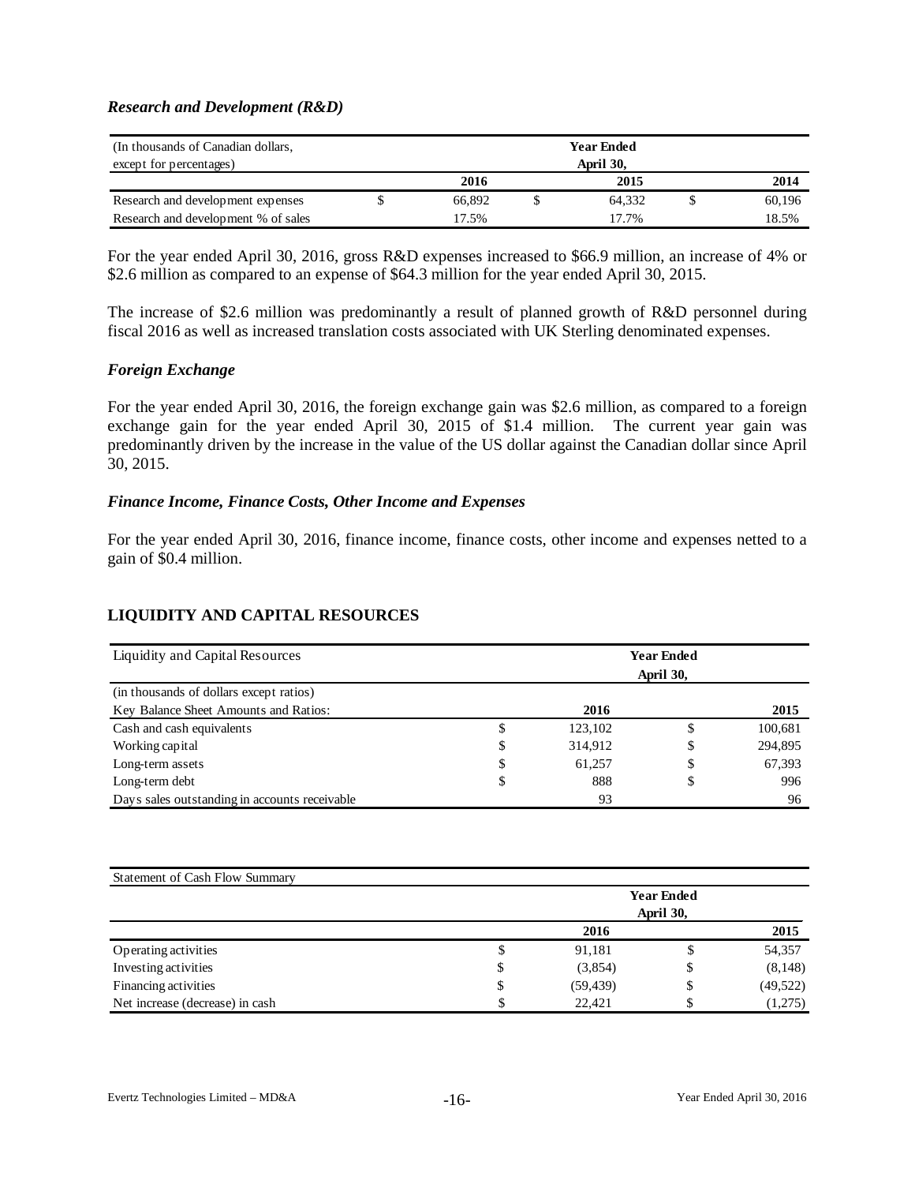### *Research and Development (R&D)*

| (In thousands of Canadian dollars, except for percentages) | Year Ended April 30, | | |
|---|---|---|---|
| | 2016 | 2015 | 2014 |
| Research and development expenses | $ 66,892 | $ 64,332 | $ 60,196 |
| Research and development % of sales | 17.5% | 17.7% | 18.5% |

For the year ended April 30, 2016, gross R&D expenses increased to $66.9 million, an increase of 4% or $2.6 million as compared to an expense of $64.3 million for the year ended April 30, 2015.

The increase of $2.6 million was predominantly a result of planned growth of R&D personnel during fiscal 2016 as well as increased translation costs associated with UK Sterling denominated expenses.

### *Foreign Exchange*

For the year ended April 30, 2016, the foreign exchange gain was $2.6 million, as compared to a foreign exchange gain for the year ended April 30, 2015 of $1.4 million. The current year gain was predominantly driven by the increase in the value of the US dollar against the Canadian dollar since April 30, 2015.

### *Finance Income, Finance Costs, Other Income and Expenses*

For the year ended April 30, 2016, finance income, finance costs, other income and expenses netted to a gain of $0.4 million.

## LIQUIDITY AND CAPITAL RESOURCES

| Liquidity and Capital Resources | Year Ended April 30, | |
|---|---|---|
| (in thousands of dollars except ratios) | | |
| Key Balance Sheet Amounts and Ratios: | 2016 | 2015 |
| Cash and cash equivalents | $ 123,102 | $ 100,681 |
| Working capital | $ 314,912 | $ 294,895 |
| Long-term assets | $ 61,257 | $ 67,393 |
| Long-term debt | $ 888 | $ 996 |
| Days sales outstanding in accounts receivable | 93 | 96 |

| Statement of Cash Flow Summary | Year Ended April 30, | |
|---|---|---|
| | 2016 | 2015 |
| Operating activities | $ 91,181 | $ 54,357 |
| Investing activities | $ (3,854) | $ (8,148) |
| Financing activities | $ (59,439) | $ (49,522) |
| Net increase (decrease) in cash | $ 22,421 | $ (1,275) |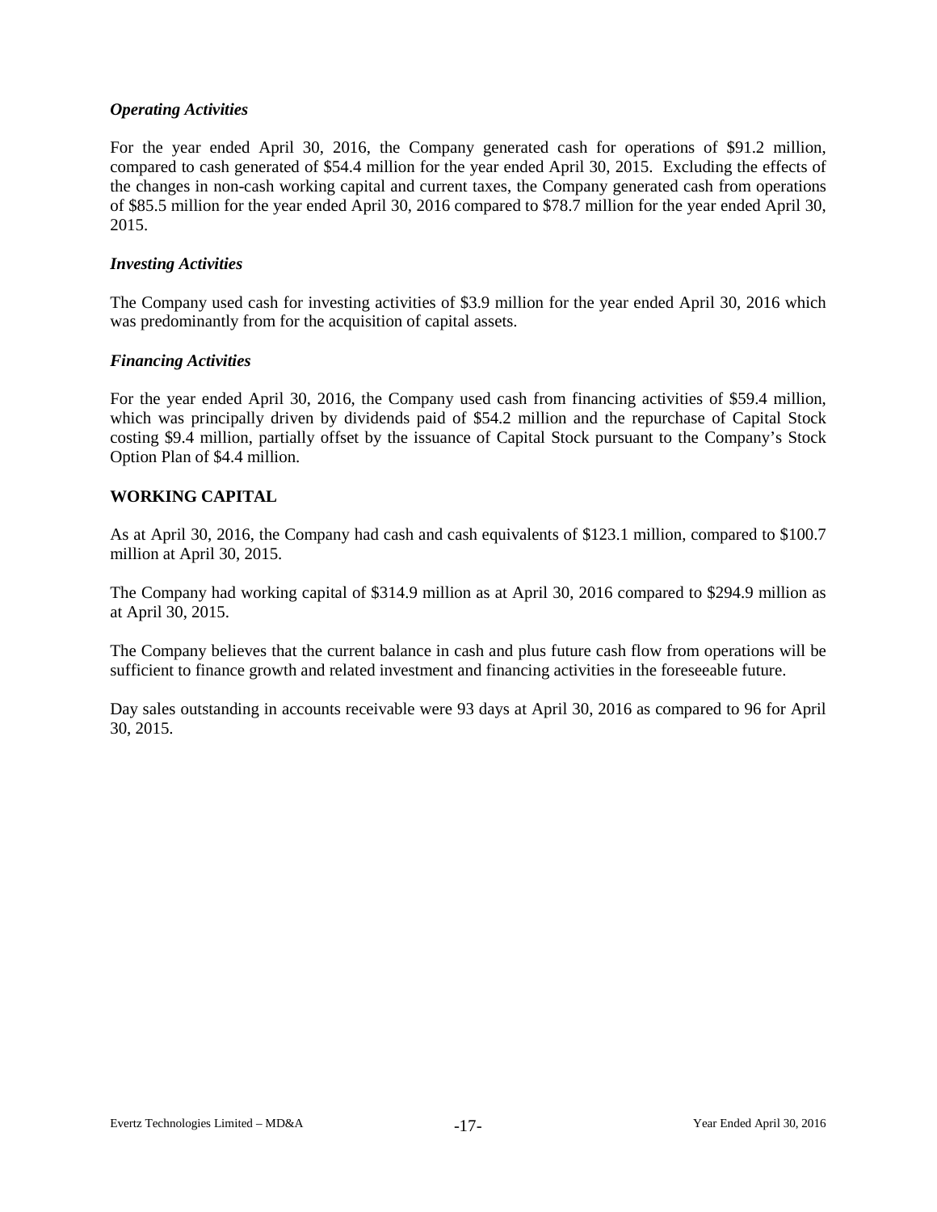### *Operating Activities*

For the year ended April 30, 2016, the Company generated cash for operations of $91.2 million, compared to cash generated of $54.4 million for the year ended April 30, 2015. Excluding the effects of the changes in non-cash working capital and current taxes, the Company generated cash from operations of $85.5 million for the year ended April 30, 2016 compared to $78.7 million for the year ended April 30, 2015.

### *Investing Activities*

The Company used cash for investing activities of $3.9 million for the year ended April 30, 2016 which was predominantly from for the acquisition of capital assets.

### *Financing Activities*

For the year ended April 30, 2016, the Company used cash from financing activities of $59.4 million, which was principally driven by dividends paid of $54.2 million and the repurchase of Capital Stock costing $9.4 million, partially offset by the issuance of Capital Stock pursuant to the Company's Stock Option Plan of $4.4 million.

## WORKING CAPITAL

As at April 30, 2016, the Company had cash and cash equivalents of $123.1 million, compared to $100.7 million at April 30, 2015.

The Company had working capital of $314.9 million as at April 30, 2016 compared to $294.9 million as at April 30, 2015.

The Company believes that the current balance in cash and plus future cash flow from operations will be sufficient to finance growth and related investment and financing activities in the foreseeable future.

Day sales outstanding in accounts receivable were 93 days at April 30, 2016 as compared to 96 for April 30, 2015.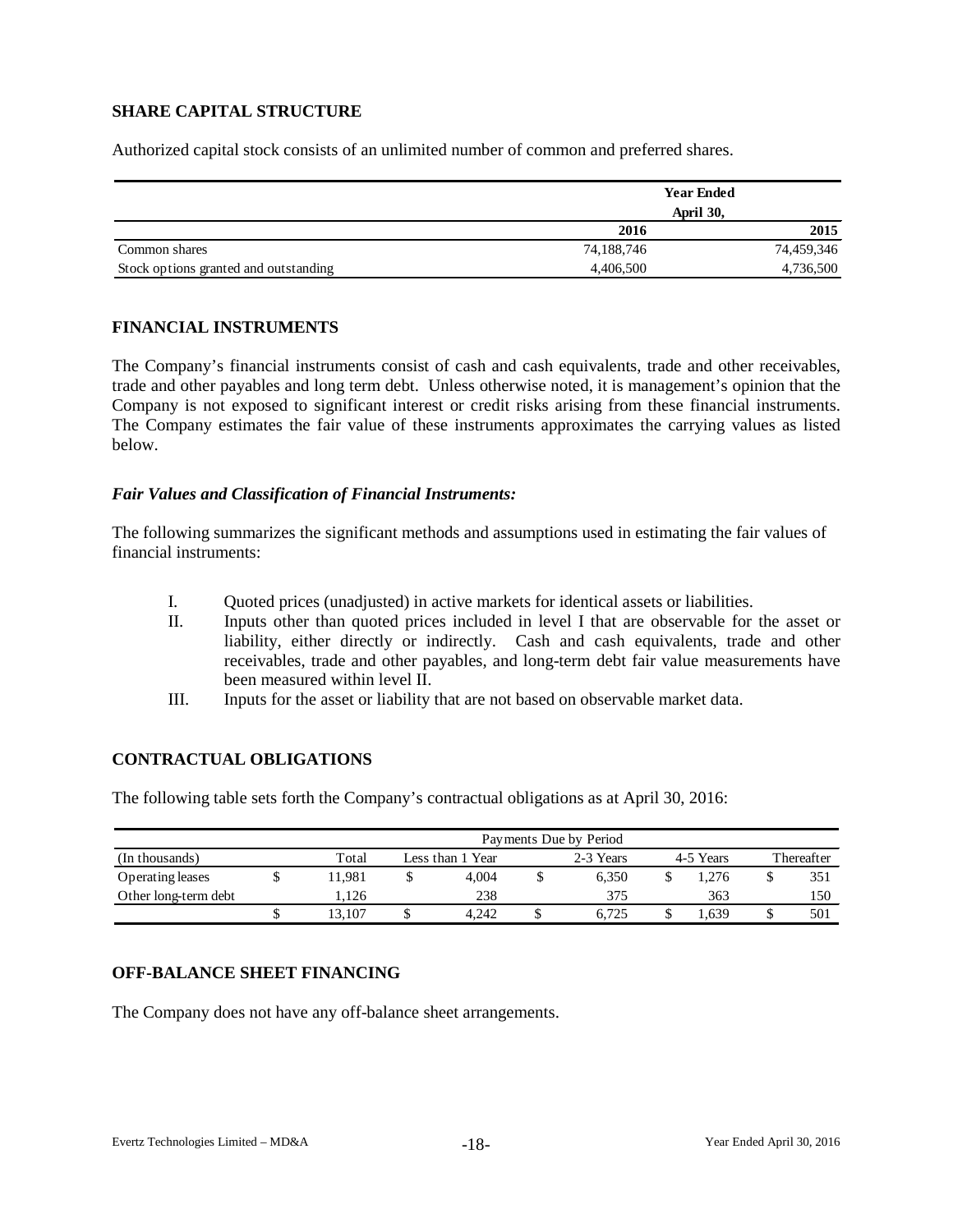## SHARE CAPITAL STRUCTURE

Authorized capital stock consists of an unlimited number of common and preferred shares.

| | Year Ended April 30, | |
|---|---|---|
| | **2016** | **2015** |
| Common shares | 74,188,746 | 74,459,346 |
| Stock options granted and outstanding | 4,406,500 | 4,736,500 |

## FINANCIAL INSTRUMENTS

The Company's financial instruments consist of cash and cash equivalents, trade and other receivables, trade and other payables and long term debt. Unless otherwise noted, it is management's opinion that the Company is not exposed to significant interest or credit risks arising from these financial instruments. The Company estimates the fair value of these instruments approximates the carrying values as listed below.

### *Fair Values and Classification of Financial Instruments:*

The following summarizes the significant methods and assumptions used in estimating the fair values of financial instruments:

I. Quoted prices (unadjusted) in active markets for identical assets or liabilities.

II. Inputs other than quoted prices included in level I that are observable for the asset or liability, either directly or indirectly. Cash and cash equivalents, trade and other receivables, trade and other payables, and long-term debt fair value measurements have been measured within level II.

III. Inputs for the asset or liability that are not based on observable market data.

## CONTRACTUAL OBLIGATIONS

The following table sets forth the Company's contractual obligations as at April 30, 2016:

| | Payments Due by Period | | | | |
|---|---|---|---|---|---|
| (In thousands) | Total | Less than 1 Year | 2-3 Years | 4-5 Years | Thereafter |
| Operating leases | $ 11,981 | $ 4,004 | $ 6,350 | $ 1,276 | $ 351 |
| Other long-term debt | 1,126 | 238 | 375 | 363 | 150 |
| | $ 13,107 | $ 4,242 | $ 6,725 | $ 1,639 | $ 501 |

## OFF-BALANCE SHEET FINANCING

The Company does not have any off-balance sheet arrangements.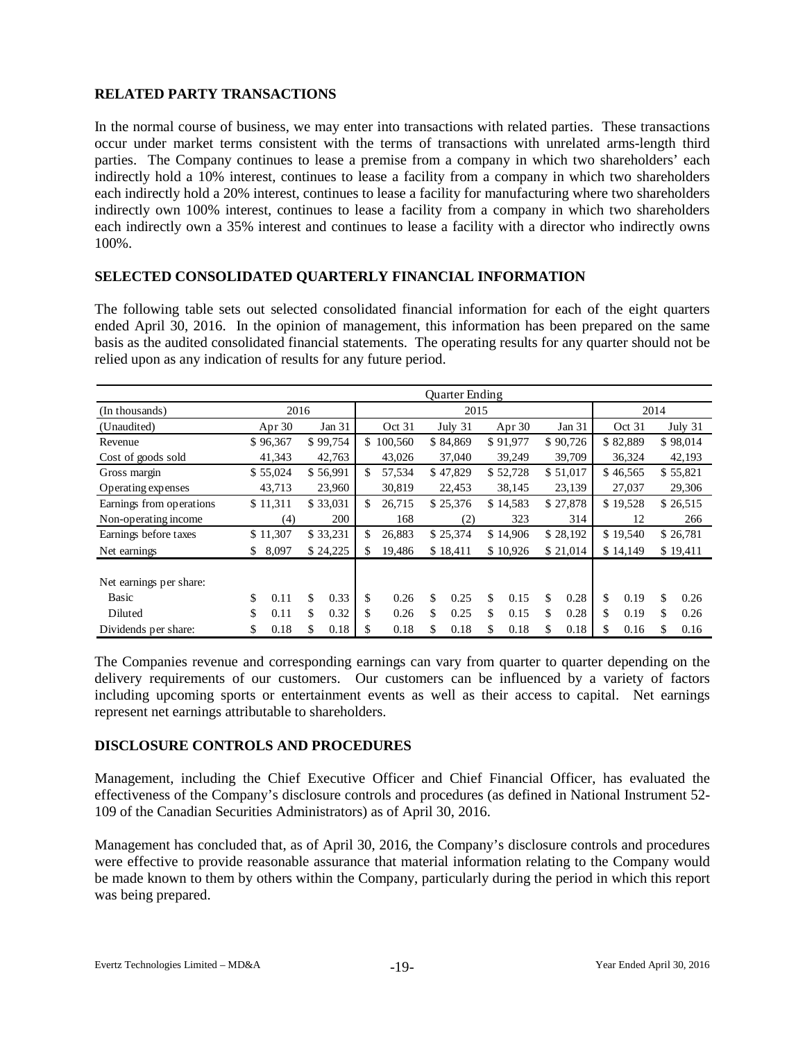## RELATED PARTY TRANSACTIONS

In the normal course of business, we may enter into transactions with related parties. These transactions occur under market terms consistent with the terms of transactions with unrelated arms-length third parties. The Company continues to lease a premise from a company in which two shareholders' each indirectly hold a 10% interest, continues to lease a facility from a company in which two shareholders each indirectly hold a 20% interest, continues to lease a facility for manufacturing where two shareholders indirectly own 100% interest, continues to lease a facility from a company in which two shareholders each indirectly own a 35% interest and continues to lease a facility with a director who indirectly owns 100%.

## SELECTED CONSOLIDATED QUARTERLY FINANCIAL INFORMATION

The following table sets out selected consolidated financial information for each of the eight quarters ended April 30, 2016. In the opinion of management, this information has been prepared on the same basis as the audited consolidated financial statements. The operating results for any quarter should not be relied upon as any indication of results for any future period.

| | Quarter Ending | | | | | | | |
|---|---|---|---|---|---|---|---|---|
| (In thousands) | 2016 | | 2015 | | | | 2014 | |
| (Unaudited) | Apr 30 | Jan 31 | Oct 31 | July 31 | Apr 30 | Jan 31 | Oct 31 | July 31 |
| Revenue | $ 96,367 | $ 99,754 | $ 100,560 | $ 84,869 | $ 91,977 | $ 90,726 | $ 82,889 | $ 98,014 |
| Cost of goods sold | 41,343 | 42,763 | 43,026 | 37,040 | 39,249 | 39,709 | 36,324 | 42,193 |
| Gross margin | $ 55,024 | $ 56,991 | $ 57,534 | $ 47,829 | $ 52,728 | $ 51,017 | $ 46,565 | $ 55,821 |
| Operating expenses | 43,713 | 23,960 | 30,819 | 22,453 | 38,145 | 23,139 | 27,037 | 29,306 |
| Earnings from operations | $ 11,311 | $ 33,031 | $ 26,715 | $ 25,376 | $ 14,583 | $ 27,878 | $ 19,528 | $ 26,515 |
| Non-operating income | (4) | 200 | 168 | (2) | 323 | 314 | 12 | 266 |
| Earnings before taxes | $ 11,307 | $ 33,231 | $ 26,883 | $ 25,374 | $ 14,906 | $ 28,192 | $ 19,540 | $ 26,781 |
| Net earnings | $ 8,097 | $ 24,225 | $ 19,486 | $ 18,411 | $ 10,926 | $ 21,014 | $ 14,149 | $ 19,411 |
| Net earnings per share: | | | | | | | | |
| Basic | $ 0.11 | $ 0.33 | $ 0.26 | $ 0.25 | $ 0.15 | $ 0.28 | $ 0.19 | $ 0.26 |
| Diluted | $ 0.11 | $ 0.32 | $ 0.26 | $ 0.25 | $ 0.15 | $ 0.28 | $ 0.19 | $ 0.26 |
| Dividends per share: | $ 0.18 | $ 0.18 | $ 0.18 | $ 0.18 | $ 0.18 | $ 0.18 | $ 0.16 | $ 0.16 |

The Companies revenue and corresponding earnings can vary from quarter to quarter depending on the delivery requirements of our customers. Our customers can be influenced by a variety of factors including upcoming sports or entertainment events as well as their access to capital. Net earnings represent net earnings attributable to shareholders.

## DISCLOSURE CONTROLS AND PROCEDURES

Management, including the Chief Executive Officer and Chief Financial Officer, has evaluated the effectiveness of the Company's disclosure controls and procedures (as defined in National Instrument 52-109 of the Canadian Securities Administrators) as of April 30, 2016.

Management has concluded that, as of April 30, 2016, the Company's disclosure controls and procedures were effective to provide reasonable assurance that material information relating to the Company would be made known to them by others within the Company, particularly during the period in which this report was being prepared.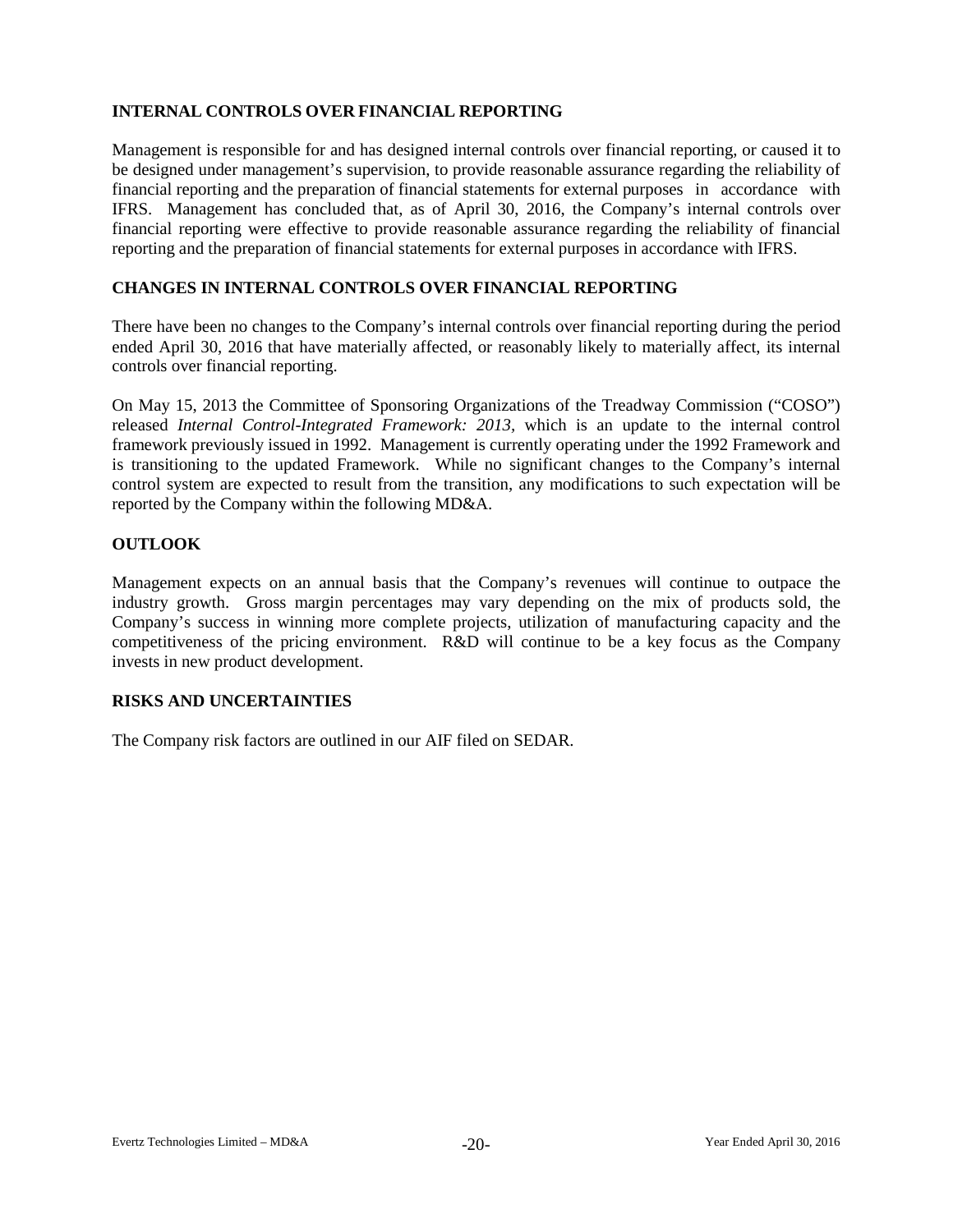## INTERNAL CONTROLS OVER FINANCIAL REPORTING

Management is responsible for and has designed internal controls over financial reporting, or caused it to be designed under management's supervision, to provide reasonable assurance regarding the reliability of financial reporting and the preparation of financial statements for external purposes in accordance with IFRS. Management has concluded that, as of April 30, 2016, the Company's internal controls over financial reporting were effective to provide reasonable assurance regarding the reliability of financial reporting and the preparation of financial statements for external purposes in accordance with IFRS.

## CHANGES IN INTERNAL CONTROLS OVER FINANCIAL REPORTING

There have been no changes to the Company's internal controls over financial reporting during the period ended April 30, 2016 that have materially affected, or reasonably likely to materially affect, its internal controls over financial reporting.

On May 15, 2013 the Committee of Sponsoring Organizations of the Treadway Commission ("COSO") released *Internal Control-Integrated Framework: 2013,* which is an update to the internal control framework previously issued in 1992. Management is currently operating under the 1992 Framework and is transitioning to the updated Framework. While no significant changes to the Company's internal control system are expected to result from the transition, any modifications to such expectation will be reported by the Company within the following MD&A.

## OUTLOOK

Management expects on an annual basis that the Company's revenues will continue to outpace the industry growth. Gross margin percentages may vary depending on the mix of products sold, the Company's success in winning more complete projects, utilization of manufacturing capacity and the competitiveness of the pricing environment. R&D will continue to be a key focus as the Company invests in new product development.

## RISKS AND UNCERTAINTIES

The Company risk factors are outlined in our AIF filed on SEDAR.